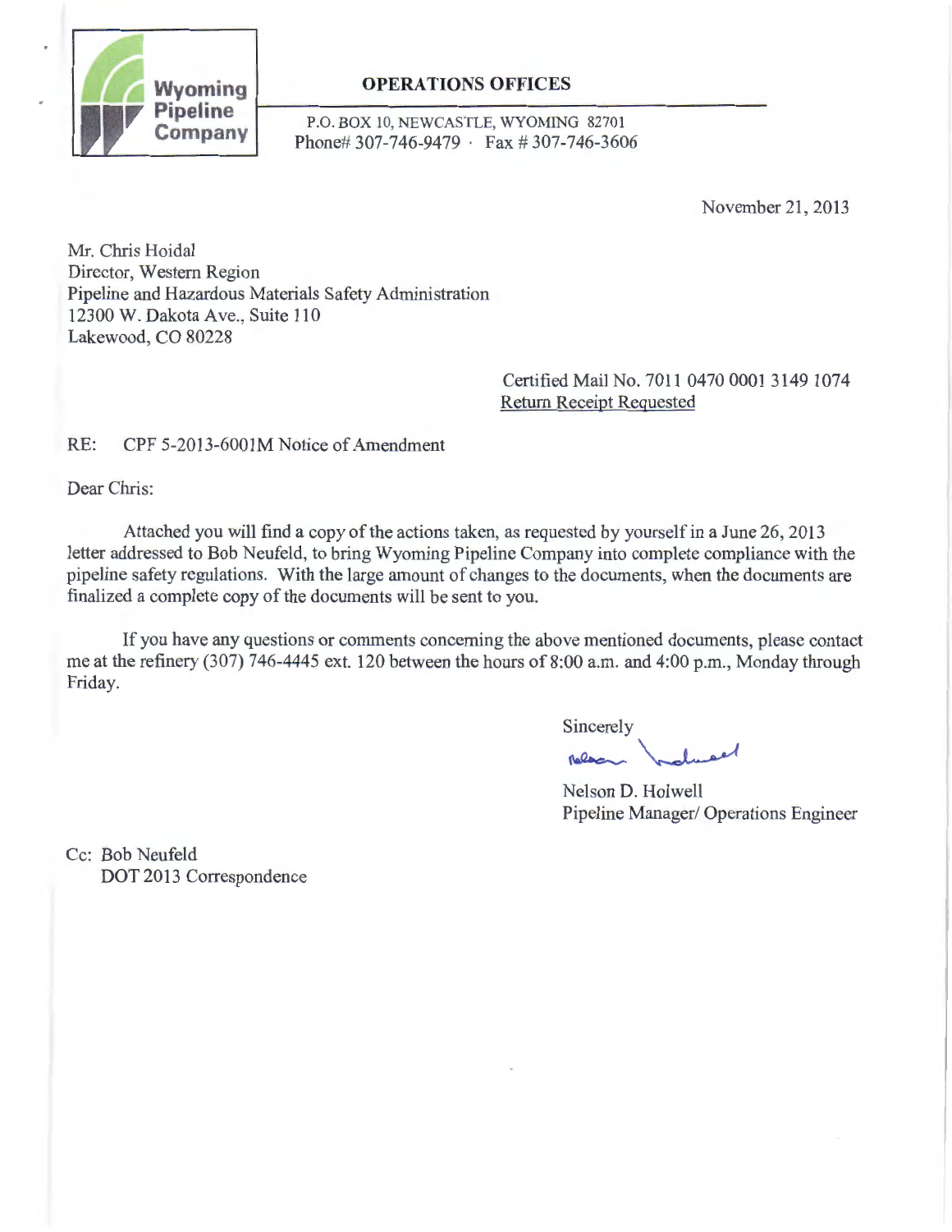Wyoming Pipeline Company

**OPERATIONS OFFICES**

P.O. BOX 10, NEWCASTLE, WYOMING 82701
Phone# 307-746-9479 · Fax # 307-746-3606

November 21, 2013

Mr. Chris Hoidal
Director, Western Region
Pipeline and Hazardous Materials Safety Administration
12300 W. Dakota Ave., Suite 110
Lakewood, CO 80228

Certified Mail No. 7011 0470 0001 3149 1074
Return Receipt Requested

RE: CPF 5-2013-6001M Notice of Amendment

Dear Chris:

Attached you will find a copy of the actions taken, as requested by yourself in a June 26, 2013 letter addressed to Bob Neufeld, to bring Wyoming Pipeline Company into complete compliance with the pipeline safety regulations. With the large amount of changes to the documents, when the documents are finalized a complete copy of the documents will be sent to you.

If you have any questions or comments concerning the above mentioned documents, please contact me at the refinery (307) 746-4445 ext. 120 between the hours of 8:00 a.m. and 4:00 p.m., Monday through Friday.

Sincerely

Nelson D. Holwell
Pipeline Manager/ Operations Engineer

Cc: Bob Neufeld
DOT 2013 Correspondence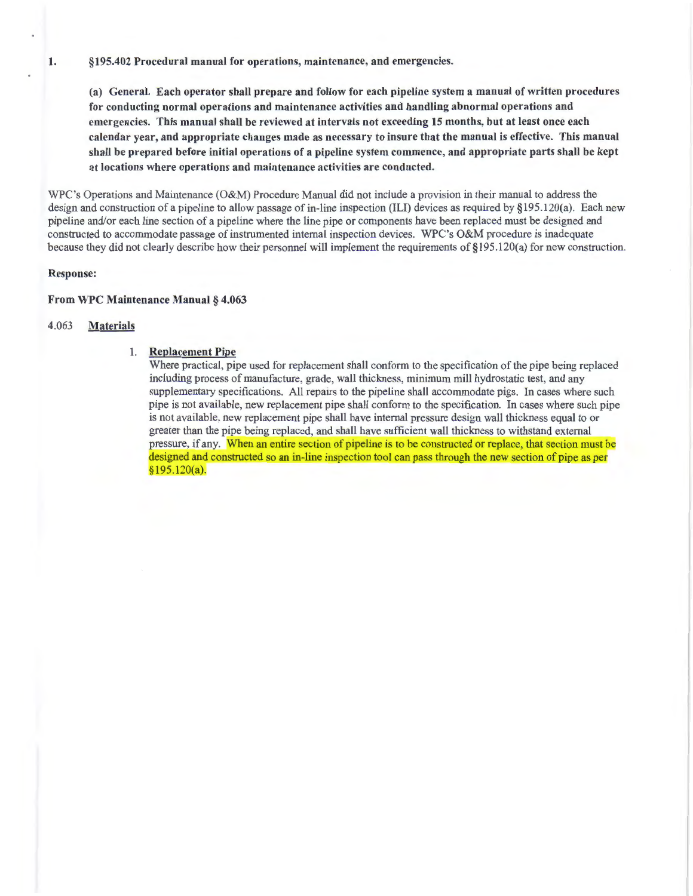1. **§195.402 Procedural manual for operations, maintenance, and emergencies.**

   **(a) General. Each operator shall prepare and follow for each pipeline system a manual of written procedures for conducting normal operations and maintenance activities and handling abnormal operations and emergencies. This manual shall be reviewed at intervals not exceeding 15 months, but at least once each calendar year, and appropriate changes made as necessary to insure that the manual is effective. This manual shall be prepared before initial operations of a pipeline system commence, and appropriate parts shall be kept at locations where operations and maintenance activities are conducted.**

WPC's Operations and Maintenance (O&M) Procedure Manual did not include a provision in their manual to address the design and construction of a pipeline to allow passage of in-line inspection (ILI) devices as required by §195.120(a). Each new pipeline and/or each line section of a pipeline where the line pipe or components have been replaced must be designed and constructed to accommodate passage of instrumented internal inspection devices. WPC's O&M procedure is inadequate because they did not clearly describe how their personnel will implement the requirements of §195.120(a) for new construction.

**Response:**

**From WPC Maintenance Manual § 4.063**

4.063 **Materials**

1. **Replacement Pipe**
   Where practical, pipe used for replacement shall conform to the specification of the pipe being replaced including process of manufacture, grade, wall thickness, minimum mill hydrostatic test, and any supplementary specifications. All repairs to the pipeline shall accommodate pigs. In cases where such pipe is not available, new replacement pipe shall conform to the specification. In cases where such pipe is not available, new replacement pipe shall have internal pressure design wall thickness equal to or greater than the pipe being replaced, and shall have sufficient wall thickness to withstand external pressure, if any. When an entire section of pipeline is to be constructed or replace, that section must be designed and constructed so an in-line inspection tool can pass through the new section of pipe as per §195.120(a).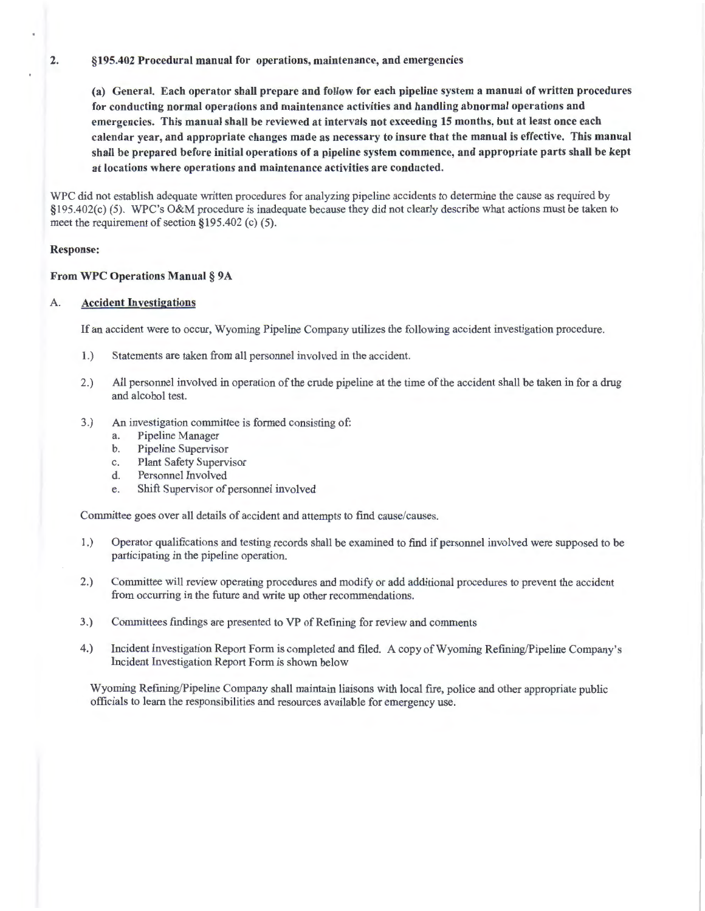2. **§195.402 Procedural manual for operations, maintenance, and emergencies**

**(a) General. Each operator shall prepare and follow for each pipeline system a manual of written procedures for conducting normal operations and maintenance activities and handling abnormal operations and emergencies. This manual shall be reviewed at intervals not exceeding 15 months, but at least once each calendar year, and appropriate changes made as necessary to insure that the manual is effective. This manual shall be prepared before initial operations of a pipeline system commence, and appropriate parts shall be kept at locations where operations and maintenance activities are conducted.**

WPC did not establish adequate written procedures for analyzing pipeline accidents to determine the cause as required by §195.402(c) (5). WPC's O&M procedure is inadequate because they did not clearly describe what actions must be taken to meet the requirement of section §195.402 (c) (5).

**Response:**

**From WPC Operations Manual § 9A**

A. <u>**Accident Investigations**</u>

If an accident were to occur, Wyoming Pipeline Company utilizes the following accident investigation procedure.

1.) Statements are taken from all personnel involved in the accident.

2.) All personnel involved in operation of the crude pipeline at the time of the accident shall be taken in for a drug and alcohol test.

3.) An investigation committee is formed consisting of:
   a. Pipeline Manager
   b. Pipeline Supervisor
   c. Plant Safety Supervisor
   d. Personnel Involved
   e. Shift Supervisor of personnel involved

Committee goes over all details of accident and attempts to find cause/causes.

1.) Operator qualifications and testing records shall be examined to find if personnel involved were supposed to be participating in the pipeline operation.

2.) Committee will review operating procedures and modify or add additional procedures to prevent the accident from occurring in the future and write up other recommendations.

3.) Committees findings are presented to VP of Refining for review and comments

4.) Incident Investigation Report Form is completed and filed. A copy of Wyoming Refining/Pipeline Company's Incident Investigation Report Form is shown below

Wyoming Refining/Pipeline Company shall maintain liaisons with local fire, police and other appropriate public officials to learn the responsibilities and resources available for emergency use.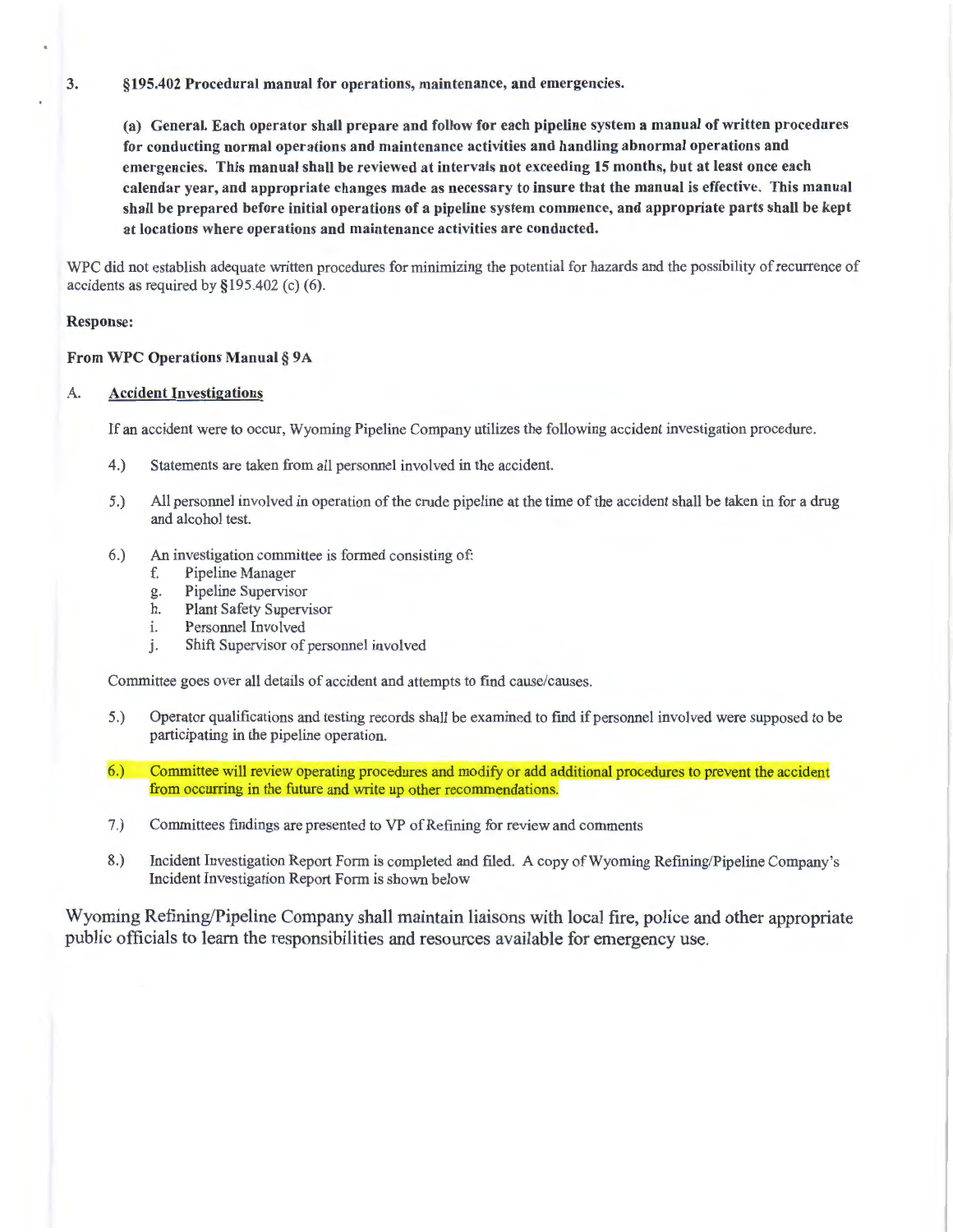3. **§195.402 Procedural manual for operations, maintenance, and emergencies.**

**(a) General. Each operator shall prepare and follow for each pipeline system a manual of written procedures for conducting normal operations and maintenance activities and handling abnormal operations and emergencies. This manual shall be reviewed at intervals not exceeding 15 months, but at least once each calendar year, and appropriate changes made as necessary to insure that the manual is effective. This manual shall be prepared before initial operations of a pipeline system commence, and appropriate parts shall be kept at locations where operations and maintenance activities are conducted.**

WPC did not establish adequate written procedures for minimizing the potential for hazards and the possibility of recurrence of accidents as required by §195.402 (c) (6).

**Response:**

**From WPC Operations Manual § 9A**

A. <u>Accident Investigations</u>

If an accident were to occur, Wyoming Pipeline Company utilizes the following accident investigation procedure.

4.) Statements are taken from all personnel involved in the accident.

5.) All personnel involved in operation of the crude pipeline at the time of the accident shall be taken in for a drug and alcohol test.

6.) An investigation committee is formed consisting of:
   f. Pipeline Manager
   g. Pipeline Supervisor
   h. Plant Safety Supervisor
   i. Personnel Involved
   j. Shift Supervisor of personnel involved

Committee goes over all details of accident and attempts to find cause/causes.

5.) Operator qualifications and testing records shall be examined to find if personnel involved were supposed to be participating in the pipeline operation.

6.) Committee will review operating procedures and modify or add additional procedures to prevent the accident from occurring in the future and write up other recommendations.

7.) Committees findings are presented to VP of Refining for review and comments

8.) Incident Investigation Report Form is completed and filed. A copy of Wyoming Refining/Pipeline Company's Incident Investigation Report Form is shown below

Wyoming Refining/Pipeline Company shall maintain liaisons with local fire, police and other appropriate public officials to learn the responsibilities and resources available for emergency use.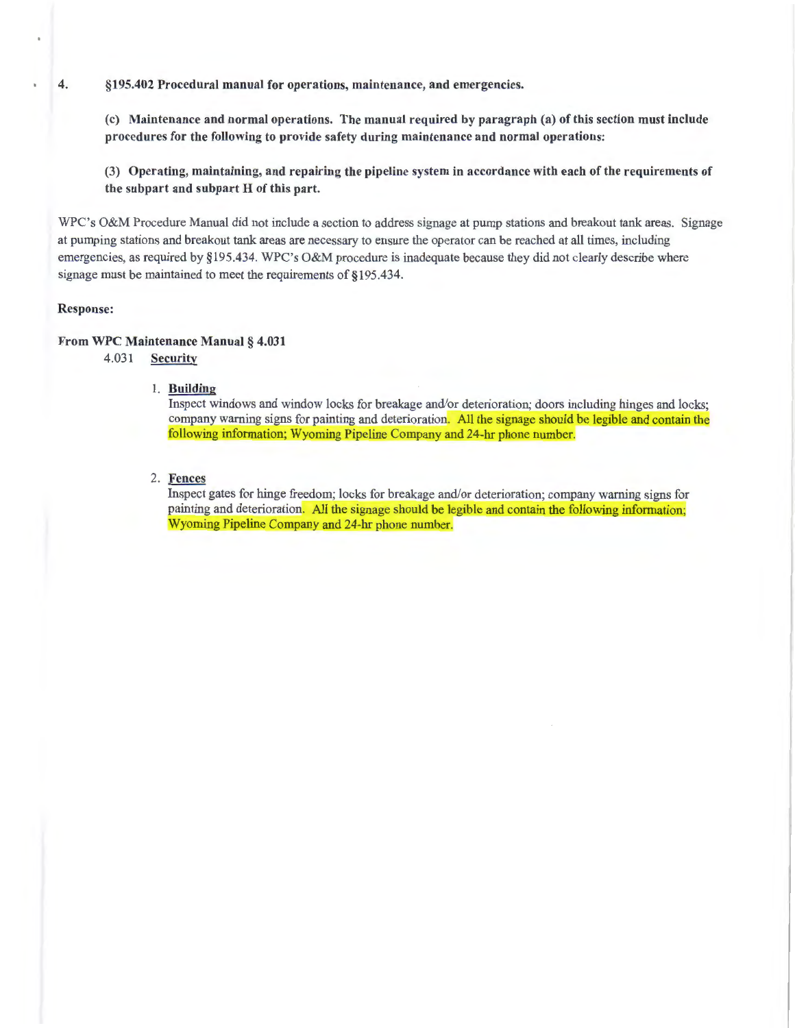4. **§195.402 Procedural manual for operations, maintenance, and emergencies.**

**(c) Maintenance and normal operations. The manual required by paragraph (a) of this section must include procedures for the following to provide safety during maintenance and normal operations:**

**(3) Operating, maintaining, and repairing the pipeline system in accordance with each of the requirements of the subpart and subpart H of this part.**

WPC's O&M Procedure Manual did not include a section to address signage at pump stations and breakout tank areas. Signage at pumping stations and breakout tank areas are necessary to ensure the operator can be reached at all times, including emergencies, as required by §195.434. WPC's O&M procedure is inadequate because they did not clearly describe where signage must be maintained to meet the requirements of §195.434.

**Response:**

**From WPC Maintenance Manual § 4.031**

4.031 <u>**Security**</u>

1. <u>**Building**</u>
   Inspect windows and window locks for breakage and/or deterioration; doors including hinges and locks; company warning signs for painting and deterioration. All the signage should be legible and contain the following information; Wyoming Pipeline Company and 24-hr phone number.

2. <u>**Fences**</u>
   Inspect gates for hinge freedom; locks for breakage and/or deterioration; company warning signs for painting and deterioration. All the signage should be legible and contain the following information; Wyoming Pipeline Company and 24-hr phone number.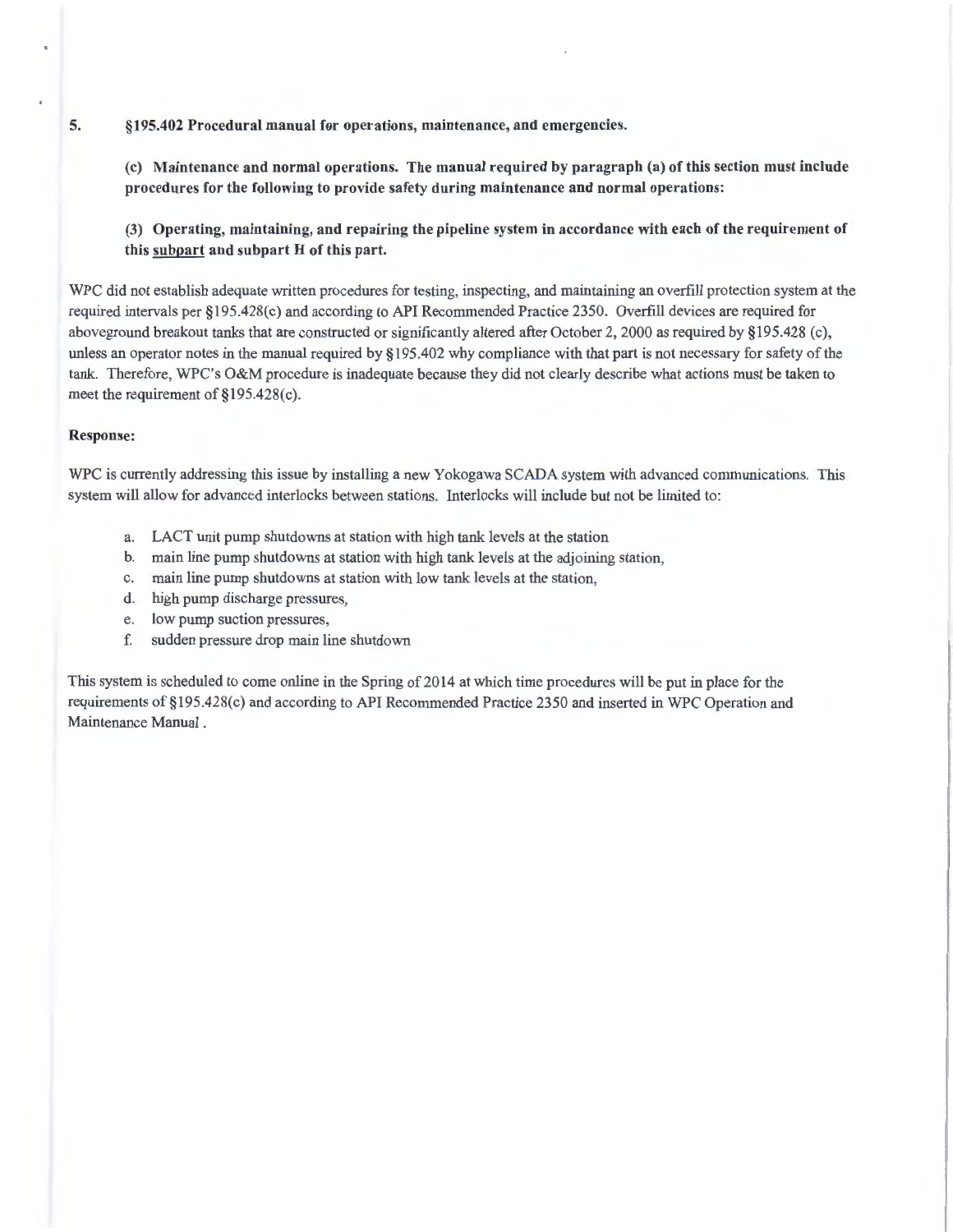5. **§195.402 Procedural manual for operations, maintenance, and emergencies.**

**(c) Maintenance and normal operations. The manual required by paragraph (a) of this section must include procedures for the following to provide safety during maintenance and normal operations:**

**(3) Operating, maintaining, and repairing the pipeline system in accordance with each of the requirement of this subpart and subpart H of this part.**

WPC did not establish adequate written procedures for testing, inspecting, and maintaining an overfill protection system at the required intervals per §195.428(c) and according to API Recommended Practice 2350. Overfill devices are required for aboveground breakout tanks that are constructed or significantly altered after October 2, 2000 as required by §195.428 (c), unless an operator notes in the manual required by §195.402 why compliance with that part is not necessary for safety of the tank. Therefore, WPC's O&M procedure is inadequate because they did not clearly describe what actions must be taken to meet the requirement of §195.428(c).

**Response:**

WPC is currently addressing this issue by installing a new Yokogawa SCADA system with advanced communications. This system will allow for advanced interlocks between stations. Interlocks will include but not be limited to:

a. LACT unit pump shutdowns at station with high tank levels at the station
b. main line pump shutdowns at station with high tank levels at the adjoining station,
c. main line pump shutdowns at station with low tank levels at the station,
d. high pump discharge pressures,
e. low pump suction pressures,
f. sudden pressure drop main line shutdown

This system is scheduled to come online in the Spring of 2014 at which time procedures will be put in place for the requirements of §195.428(c) and according to API Recommended Practice 2350 and inserted in WPC Operation and Maintenance Manual .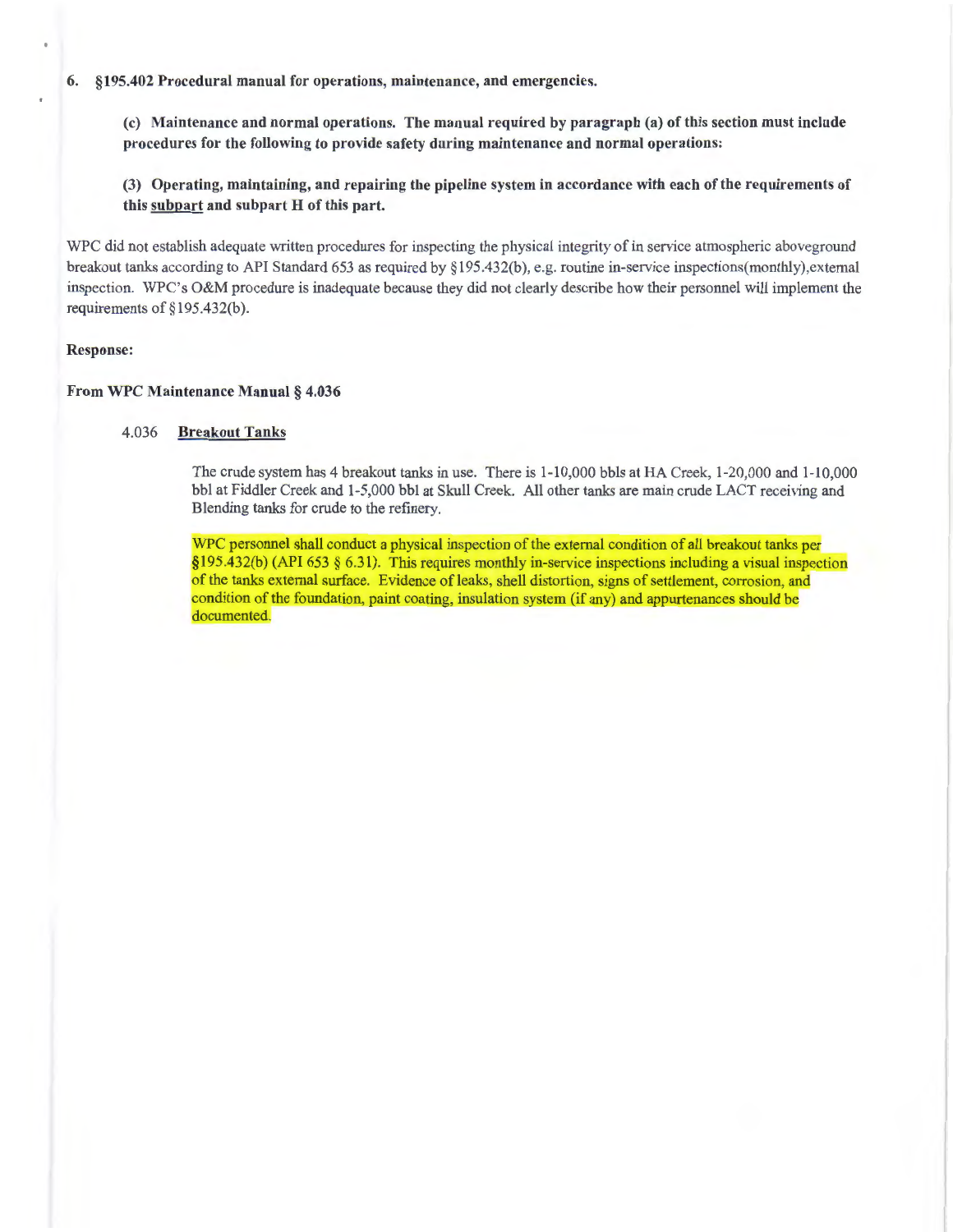**6. §195.402 Procedural manual for operations, maintenance, and emergencies.**

> **(c) Maintenance and normal operations. The manual required by paragraph (a) of this section must include procedures for the following to provide safety during maintenance and normal operations:**
>
> **(3) Operating, maintaining, and repairing the pipeline system in accordance with each of the requirements of this subpart and subpart H of this part.**

WPC did not establish adequate written procedures for inspecting the physical integrity of in service atmospheric aboveground breakout tanks according to API Standard 653 as required by §195.432(b), e.g. routine in-service inspections(monthly),external inspection. WPC's O&M procedure is inadequate because they did not clearly describe how their personnel will implement the requirements of §195.432(b).

**Response:**

**From WPC Maintenance Manual § 4.036**

4.036 **Breakout Tanks**

The crude system has 4 breakout tanks in use. There is 1-10,000 bbls at HA Creek, 1-20,000 and 1-10,000 bbl at Fiddler Creek and 1-5,000 bbl at Skull Creek. All other tanks are main crude LACT receiving and Blending tanks for crude to the refinery.

WPC personnel shall conduct a physical inspection of the external condition of all breakout tanks per §195.432(b) (API 653 § 6.31). This requires monthly in-service inspections including a visual inspection of the tanks external surface. Evidence of leaks, shell distortion, signs of settlement, corrosion, and condition of the foundation, paint coating, insulation system (if any) and appurtenances should be documented.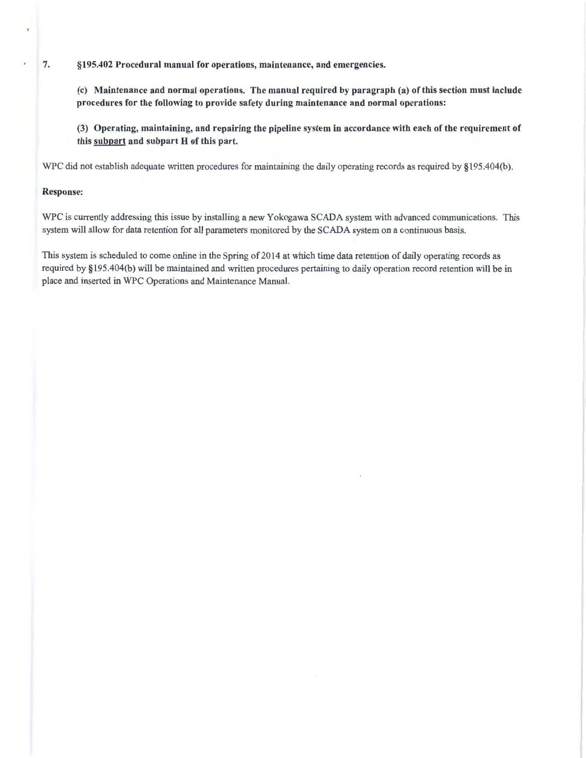7. **§195.402 Procedural manual for operations, maintenance, and emergencies.**

**(c) Maintenance and normal operations. The manual required by paragraph (a) of this section must include procedures for the following to provide safety during maintenance and normal operations:**

**(3) Operating, maintaining, and repairing the pipeline system in accordance with each of the requirement of this <u>subpart</u> and subpart H of this part.**

WPC did not establish adequate written procedures for maintaining the daily operating records as required by §195.404(b).

**Response:**

WPC is currently addressing this issue by installing a new Yokogawa SCADA system with advanced communications. This system will allow for data retention for all parameters monitored by the SCADA system on a continuous basis.

This system is scheduled to come online in the Spring of 2014 at which time data retention of daily operating records as required by §195.404(b) will be maintained and written procedures pertaining to daily operation record retention will be in place and inserted in WPC Operations and Maintenance Manual.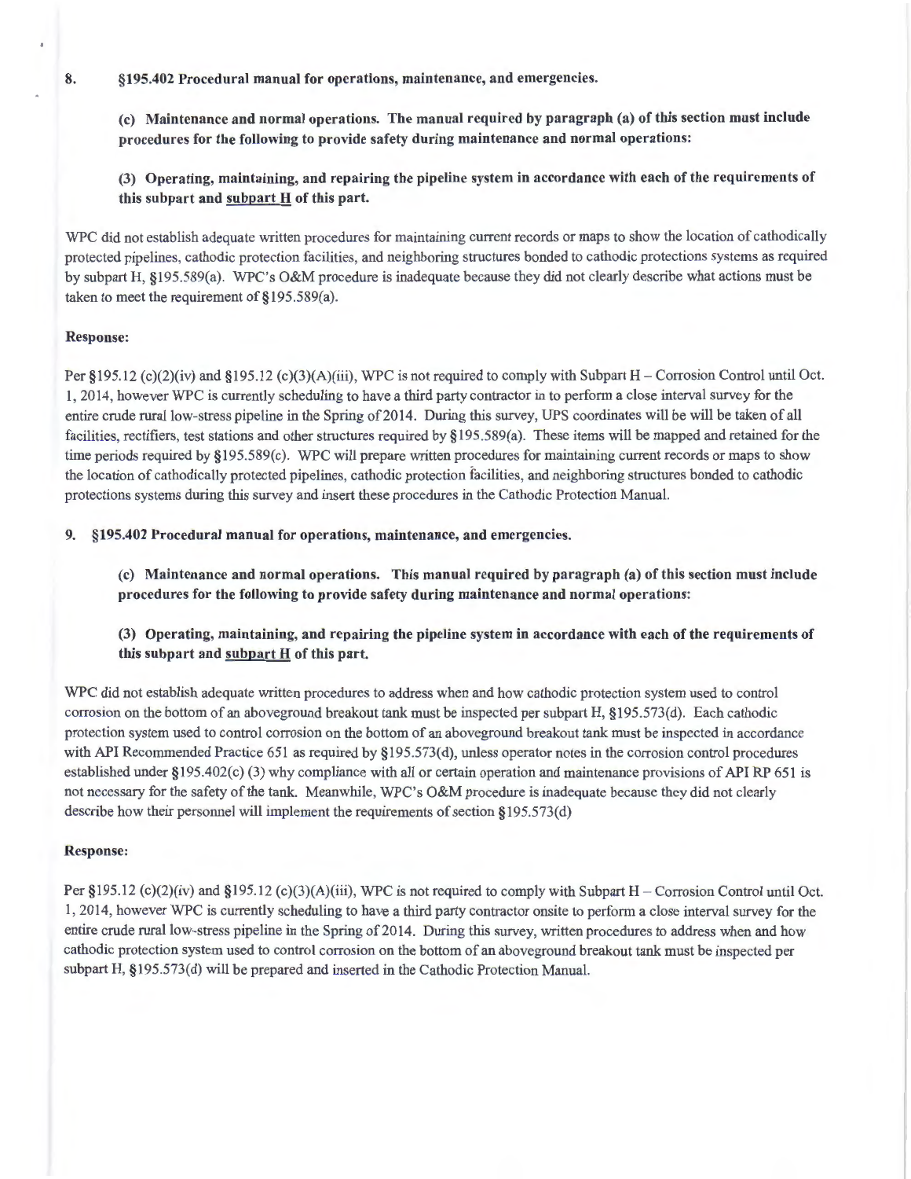8. **§195.402 Procedural manual for operations, maintenance, and emergencies.**

   **(c) Maintenance and normal operations. The manual required by paragraph (a) of this section must include procedures for the following to provide safety during maintenance and normal operations:**

   **(3) Operating, maintaining, and repairing the pipeline system in accordance with each of the requirements of this subpart and subpart H of this part.**

WPC did not establish adequate written procedures for maintaining current records or maps to show the location of cathodically protected pipelines, cathodic protection facilities, and neighboring structures bonded to cathodic protections systems as required by subpart H, §195.589(a). WPC's O&M procedure is inadequate because they did not clearly describe what actions must be taken to meet the requirement of §195.589(a).

**Response:**

Per §195.12 (c)(2)(iv) and §195.12 (c)(3)(A)(iii), WPC is not required to comply with Subpart H – Corrosion Control until Oct. 1, 2014, however WPC is currently scheduling to have a third party contractor in to perform a close interval survey for the entire crude rural low-stress pipeline in the Spring of 2014. During this survey, UPS coordinates will be will be taken of all facilities, rectifiers, test stations and other structures required by §195.589(a). These items will be mapped and retained for the time periods required by §195.589(c). WPC will prepare written procedures for maintaining current records or maps to show the location of cathodically protected pipelines, cathodic protection facilities, and neighboring structures bonded to cathodic protections systems during this survey and insert these procedures in the Cathodic Protection Manual.

9. **§195.402 Procedural manual for operations, maintenance, and emergencies.**

   **(c) Maintenance and normal operations. This manual required by paragraph (a) of this section must include procedures for the following to provide safety during maintenance and normal operations:**

   **(3) Operating, maintaining, and repairing the pipeline system in accordance with each of the requirements of this subpart and subpart H of this part.**

WPC did not establish adequate written procedures to address when and how cathodic protection system used to control corrosion on the bottom of an aboveground breakout tank must be inspected per subpart H, §195.573(d). Each cathodic protection system used to control corrosion on the bottom of an aboveground breakout tank must be inspected in accordance with API Recommended Practice 651 as required by §195.573(d), unless operator notes in the corrosion control procedures established under §195.402(c) (3) why compliance with all or certain operation and maintenance provisions of API RP 651 is not necessary for the safety of the tank. Meanwhile, WPC's O&M procedure is inadequate because they did not clearly describe how their personnel will implement the requirements of section §195.573(d)

**Response:**

Per §195.12 (c)(2)(iv) and §195.12 (c)(3)(A)(iii), WPC is not required to comply with Subpart H – Corrosion Control until Oct. 1, 2014, however WPC is currently scheduling to have a third party contractor onsite to perform a close interval survey for the entire crude rural low-stress pipeline in the Spring of 2014. During this survey, written procedures to address when and how cathodic protection system used to control corrosion on the bottom of an aboveground breakout tank must be inspected per subpart H, §195.573(d) will be prepared and inserted in the Cathodic Protection Manual.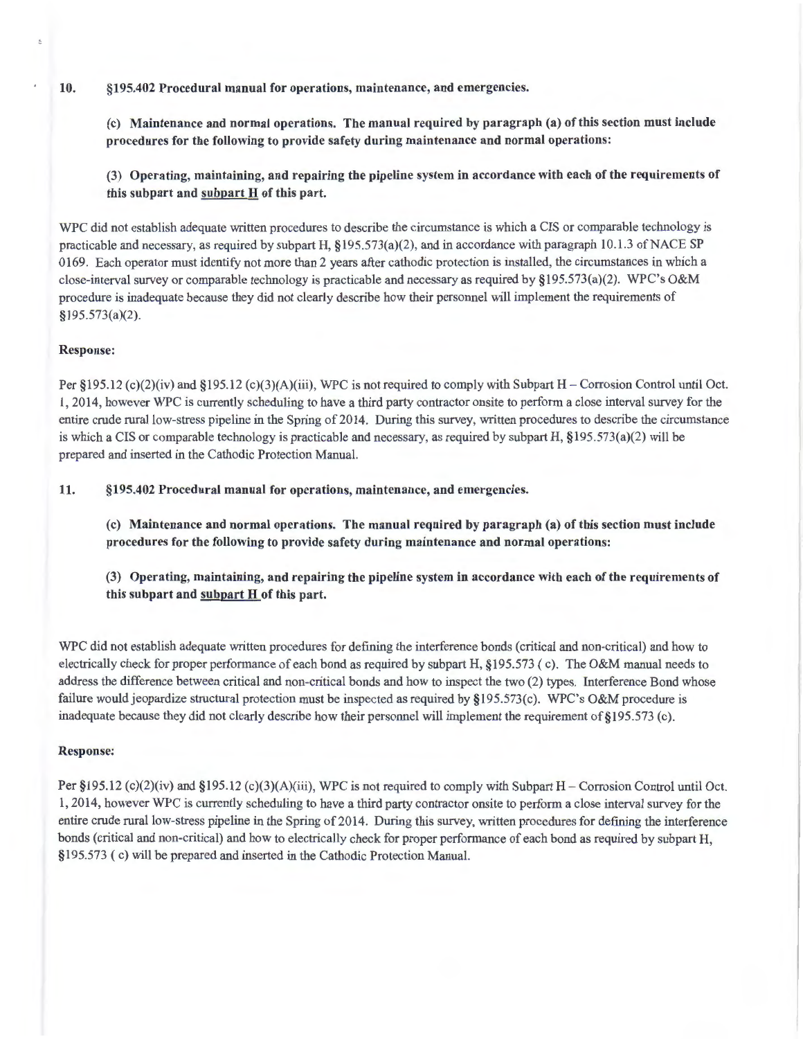**10. §195.402 Procedural manual for operations, maintenance, and emergencies.**

**(c) Maintenance and normal operations. The manual required by paragraph (a) of this section must include procedures for the following to provide safety during maintenance and normal operations:**

**(3) Operating, maintaining, and repairing the pipeline system in accordance with each of the requirements of this subpart and <u>subpart H</u> of this part.**

WPC did not establish adequate written procedures to describe the circumstance is which a CIS or comparable technology is practicable and necessary, as required by subpart H, §195.573(a)(2), and in accordance with paragraph 10.1.3 of NACE SP 0169. Each operator must identify not more than 2 years after cathodic protection is installed, the circumstances in which a close-interval survey or comparable technology is practicable and necessary as required by §195.573(a)(2). WPC's O&M procedure is inadequate because they did not clearly describe how their personnel will implement the requirements of §195.573(a)(2).

**Response:**

Per §195.12 (c)(2)(iv) and §195.12 (c)(3)(A)(iii), WPC is not required to comply with Subpart H – Corrosion Control until Oct. 1, 2014, however WPC is currently scheduling to have a third party contractor onsite to perform a close interval survey for the entire crude rural low-stress pipeline in the Spring of 2014. During this survey, written procedures to describe the circumstance is which a CIS or comparable technology is practicable and necessary, as required by subpart H, §195.573(a)(2) will be prepared and inserted in the Cathodic Protection Manual.

**11. §195.402 Procedural manual for operations, maintenance, and emergencies.**

**(c) Maintenance and normal operations. The manual required by paragraph (a) of this section must include procedures for the following to provide safety during maintenance and normal operations:**

**(3) Operating, maintaining, and repairing the pipeline system in accordance with each of the requirements of this subpart and <u>subpart H</u> of this part.**

WPC did not establish adequate written procedures for defining the interference bonds (critical and non-critical) and how to electrically check for proper performance of each bond as required by subpart H, §195.573 ( c). The O&M manual needs to address the difference between critical and non-critical bonds and how to inspect the two (2) types. Interference Bond whose failure would jeopardize structural protection must be inspected as required by §195.573(c). WPC's O&M procedure is inadequate because they did not clearly describe how their personnel will implement the requirement of §195.573 (c).

**Response:**

Per §195.12 (c)(2)(iv) and §195.12 (c)(3)(A)(iii), WPC is not required to comply with Subpart H – Corrosion Control until Oct. 1, 2014, however WPC is currently scheduling to have a third party contractor onsite to perform a close interval survey for the entire crude rural low-stress pipeline in the Spring of 2014. During this survey, written procedures for defining the interference bonds (critical and non-critical) and how to electrically check for proper performance of each bond as required by subpart H, §195.573 ( c) will be prepared and inserted in the Cathodic Protection Manual.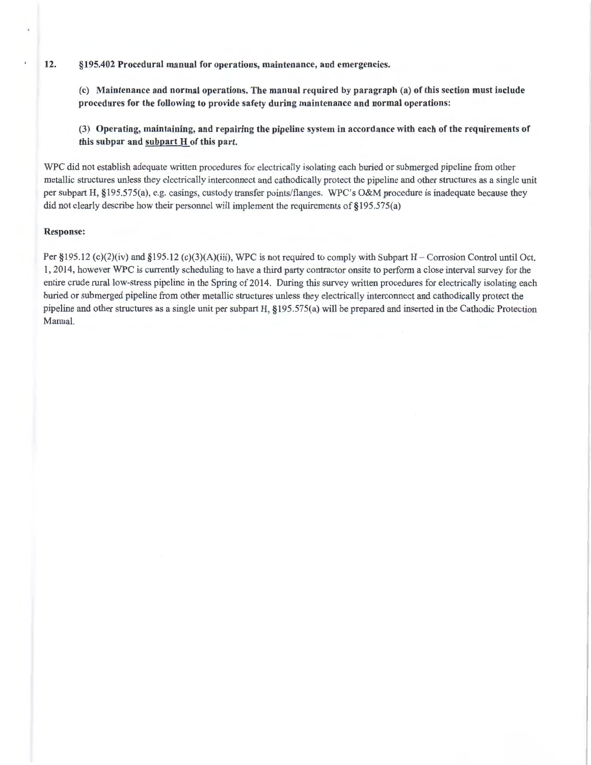**12. §195.402 Procedural manual for operations, maintenance, and emergencies.**

**(c) Maintenance and normal operations. The manual required by paragraph (a) of this section must include procedures for the following to provide safety during maintenance and normal operations:**

**(3) Operating, maintaining, and repairing the pipeline system in accordance with each of the requirements of this subpar and subpart H of this part.**

WPC did not establish adequate written procedures for electrically isolating each buried or submerged pipeline from other metallic structures unless they electrically interconnect and cathodically protect the pipeline and other structures as a single unit per subpart H, §195.575(a), e.g. casings, custody transfer points/flanges. WPC's O&M procedure is inadequate because they did not clearly describe how their personnel will implement the requirements of §195.575(a)

**Response:**

Per §195.12 (c)(2)(iv) and §195.12 (c)(3)(A)(iii), WPC is not required to comply with Subpart H – Corrosion Control until Oct. 1, 2014, however WPC is currently scheduling to have a third party contractor onsite to perform a close interval survey for the entire crude rural low-stress pipeline in the Spring of 2014. During this survey written procedures for electrically isolating each buried or submerged pipeline from other metallic structures unless they electrically interconnect and cathodically protect the pipeline and other structures as a single unit per subpart H, §195.575(a) will be prepared and inserted in the Cathodic Protection Manual.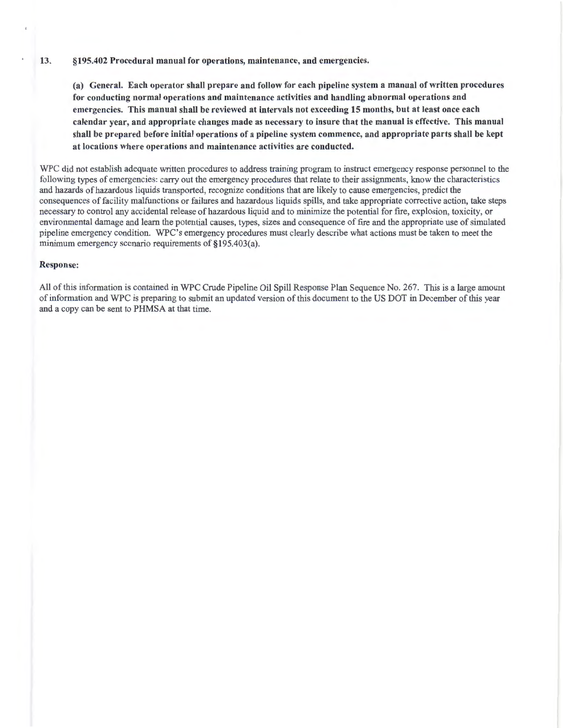**13. §195.402 Procedural manual for operations, maintenance, and emergencies.**

**(a) General. Each operator shall prepare and follow for each pipeline system a manual of written procedures for conducting normal operations and maintenance activities and handling abnormal operations and emergencies. This manual shall be reviewed at intervals not exceeding 15 months, but at least once each calendar year, and appropriate changes made as necessary to insure that the manual is effective. This manual shall be prepared before initial operations of a pipeline system commence, and appropriate parts shall be kept at locations where operations and maintenance activities are conducted.**

WPC did not establish adequate written procedures to address training program to instruct emergency response personnel to the following types of emergencies: carry out the emergency procedures that relate to their assignments, know the characteristics and hazards of hazardous liquids transported, recognize conditions that are likely to cause emergencies, predict the consequences of facility malfunctions or failures and hazardous liquids spills, and take appropriate corrective action, take steps necessary to control any accidental release of hazardous liquid and to minimize the potential for fire, explosion, toxicity, or environmental damage and learn the potential causes, types, sizes and consequence of fire and the appropriate use of simulated pipeline emergency condition. WPC's emergency procedures must clearly describe what actions must be taken to meet the minimum emergency scenario requirements of §195.403(a).

**Response:**

All of this information is contained in WPC Crude Pipeline Oil Spill Response Plan Sequence No. 267. This is a large amount of information and WPC is preparing to submit an updated version of this document to the US DOT in December of this year and a copy can be sent to PHMSA at that time.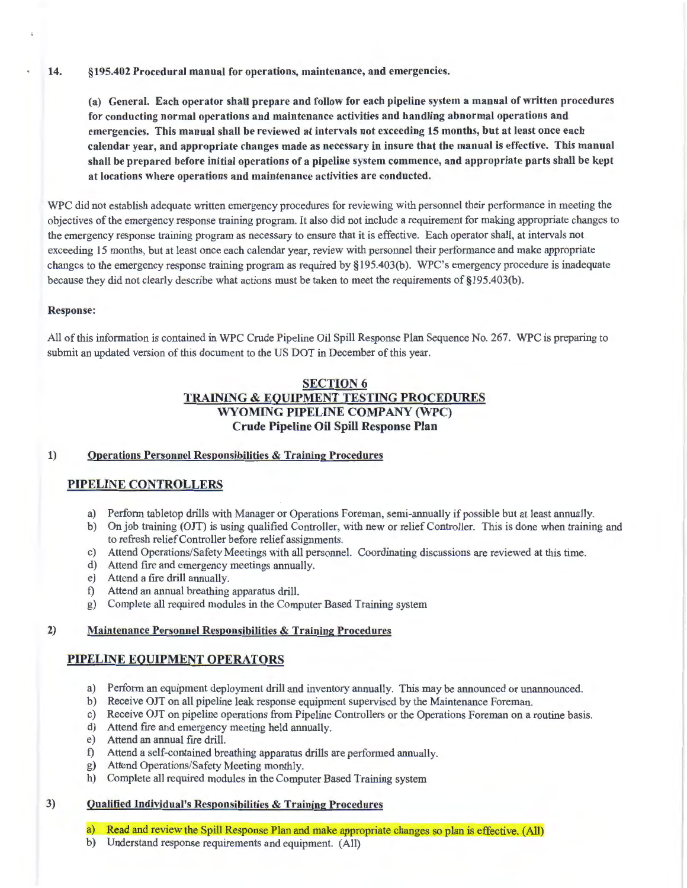14. **§195.402 Procedural manual for operations, maintenance, and emergencies.**

**(a) General. Each operator shall prepare and follow for each pipeline system a manual of written procedures for conducting normal operations and maintenance activities and handling abnormal operations and emergencies. This manual shall be reviewed at intervals not exceeding 15 months, but at least once each calendar year, and appropriate changes made as necessary in insure that the manual is effective. This manual shall be prepared before initial operations of a pipeline system commence, and appropriate parts shall be kept at locations where operations and maintenance activities are conducted.**

WPC did not establish adequate written emergency procedures for reviewing with personnel their performance in meeting the objectives of the emergency response training program. It also did not include a requirement for making appropriate changes to the emergency response training program as necessary to ensure that it is effective. Each operator shall, at intervals not exceeding 15 months, but at least once each calendar year, review with personnel their performance and make appropriate changes to the emergency response training program as required by §195.403(b). WPC's emergency procedure is inadequate because they did not clearly describe what actions must be taken to meet the requirements of §195.403(b).

**Response:**

All of this information is contained in WPC Crude Pipeline Oil Spill Response Plan Sequence No. 267. WPC is preparing to submit an updated version of this document to the US DOT in December of this year.

## SECTION 6
## TRAINING & EQUIPMENT TESTING PROCEDURES
## WYOMING PIPELINE COMPANY (WPC)
## Crude Pipeline Oil Spill Response Plan

1) **Operations Personnel Responsibilities & Training Procedures**

### PIPELINE CONTROLLERS

a) Perform tabletop drills with Manager or Operations Foreman, semi-annually if possible but at least annually.
b) On job training (OJT) is using qualified Controller, with new or relief Controller. This is done when training and to refresh relief Controller before relief assignments.
c) Attend Operations/Safety Meetings with all personnel. Coordinating discussions are reviewed at this time.
d) Attend fire and emergency meetings annually.
e) Attend a fire drill annually.
f) Attend an annual breathing apparatus drill.
g) Complete all required modules in the Computer Based Training system

2) **Maintenance Personnel Responsibilities & Training Procedures**

### PIPELINE EQUIPMENT OPERATORS

a) Perform an equipment deployment drill and inventory annually. This may be announced or unannounced.
b) Receive OJT on all pipeline leak response equipment supervised by the Maintenance Foreman.
c) Receive OJT on pipeline operations from Pipeline Controllers or the Operations Foreman on a routine basis.
d) Attend fire and emergency meeting held annually.
e) Attend an annual fire drill.
f) Attend a self-contained breathing apparatus drills are performed annually.
g) Attend Operations/Safety Meeting monthly.
h) Complete all required modules in the Computer Based Training system

3) **Qualified Individual's Responsibilities & Training Procedures**

a) Read and review the Spill Response Plan and make appropriate changes so plan is effective. (All)
b) Understand response requirements and equipment. (All)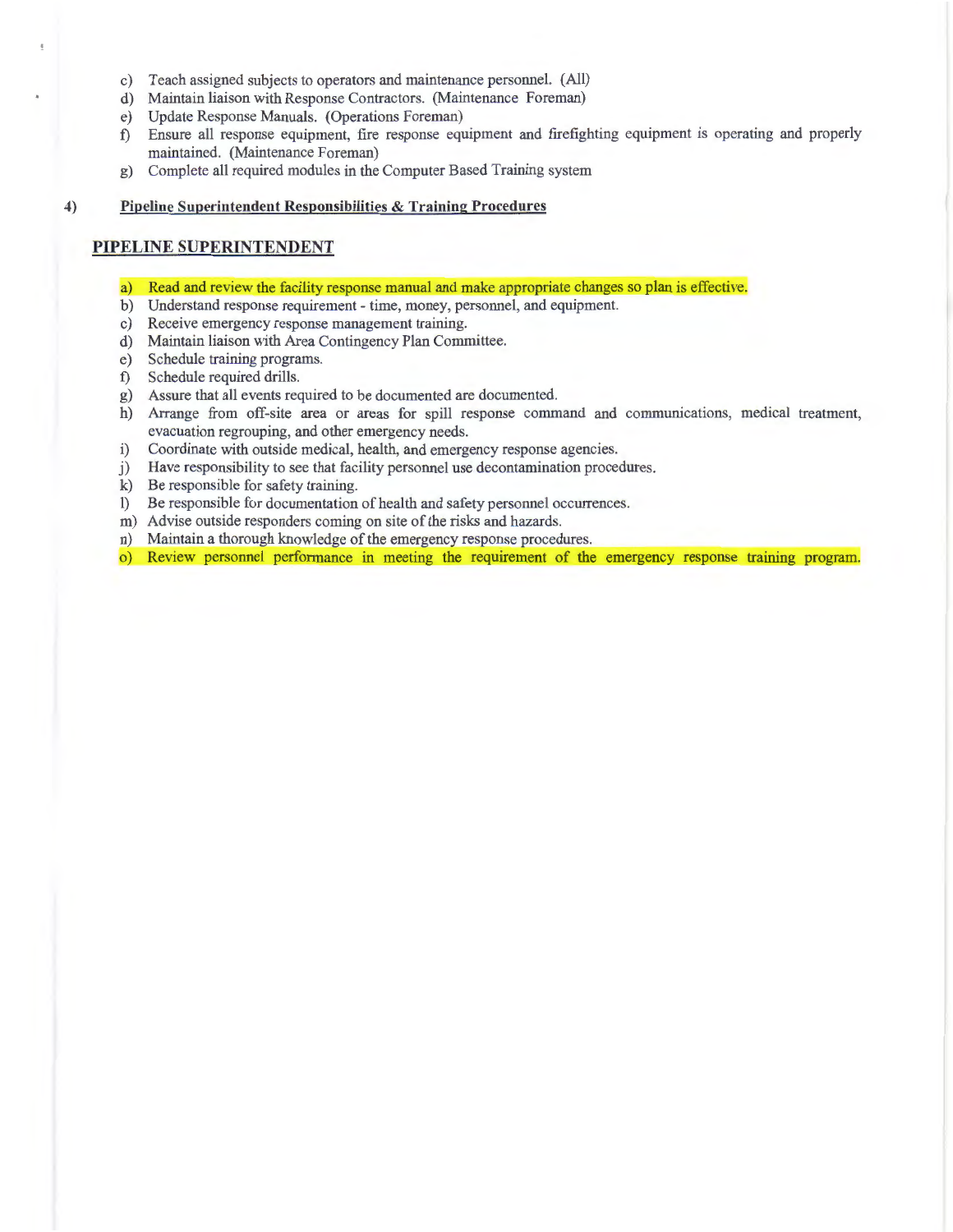c) Teach assigned subjects to operators and maintenance personnel. (All)
d) Maintain liaison with Response Contractors. (Maintenance Foreman)
e) Update Response Manuals. (Operations Foreman)
f) Ensure all response equipment, fire response equipment and firefighting equipment is operating and properly maintained. (Maintenance Foreman)
g) Complete all required modules in the Computer Based Training system

4) **<u>Pipeline Superintendent Responsibilities & Training Procedures</u>**

## PIPELINE SUPERINTENDENT

a) Read and review the facility response manual and make appropriate changes so plan is effective.
b) Understand response requirement - time, money, personnel, and equipment.
c) Receive emergency response management training.
d) Maintain liaison with Area Contingency Plan Committee.
e) Schedule training programs.
f) Schedule required drills.
g) Assure that all events required to be documented are documented.
h) Arrange from off-site area or areas for spill response command and communications, medical treatment, evacuation regrouping, and other emergency needs.
i) Coordinate with outside medical, health, and emergency response agencies.
j) Have responsibility to see that facility personnel use decontamination procedures.
k) Be responsible for safety training.
l) Be responsible for documentation of health and safety personnel occurrences.
m) Advise outside responders coming on site of the risks and hazards.
n) Maintain a thorough knowledge of the emergency response procedures.
o) Review personnel performance in meeting the requirement of the emergency response training program.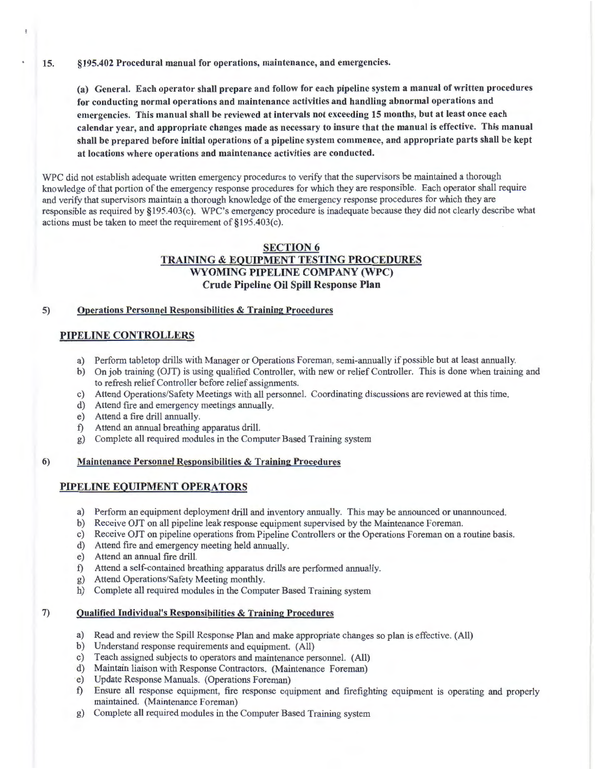15. **§195.402 Procedural manual for operations, maintenance, and emergencies.**

**(a) General. Each operator shall prepare and follow for each pipeline system a manual of written procedures for conducting normal operations and maintenance activities and handling abnormal operations and emergencies. This manual shall be reviewed at intervals not exceeding 15 months, but at least once each calendar year, and appropriate changes made as necessary to insure that the manual is effective. This manual shall be prepared before initial operations of a pipeline system commence, and appropriate parts shall be kept at locations where operations and maintenance activities are conducted.**

WPC did not establish adequate written emergency procedures to verify that the supervisors be maintained a thorough knowledge of that portion of the emergency response procedures for which they are responsible. Each operator shall require and verify that supervisors maintain a thorough knowledge of the emergency response procedures for which they are responsible as required by §195.403(c). WPC's emergency procedure is inadequate because they did not clearly describe what actions must be taken to meet the requirement of §195.403(c).

## SECTION 6
## TRAINING & EQUIPMENT TESTING PROCEDURES
## WYOMING PIPELINE COMPANY (WPC)
## Crude Pipeline Oil Spill Response Plan

5) **Operations Personnel Responsibilities & Training Procedures**

### PIPELINE CONTROLLERS

a) Perform tabletop drills with Manager or Operations Foreman, semi-annually if possible but at least annually.
b) On job training (OJT) is using qualified Controller, with new or relief Controller. This is done when training and to refresh relief Controller before relief assignments.
c) Attend Operations/Safety Meetings with all personnel. Coordinating discussions are reviewed at this time.
d) Attend fire and emergency meetings annually.
e) Attend a fire drill annually.
f) Attend an annual breathing apparatus drill.
g) Complete all required modules in the Computer Based Training system

6) **Maintenance Personnel Responsibilities & Training Procedures**

### PIPELINE EQUIPMENT OPERATORS

a) Perform an equipment deployment drill and inventory annually. This may be announced or unannounced.
b) Receive OJT on all pipeline leak response equipment supervised by the Maintenance Foreman.
c) Receive OJT on pipeline operations from Pipeline Controllers or the Operations Foreman on a routine basis.
d) Attend fire and emergency meeting held annually.
e) Attend an annual fire drill.
f) Attend a self-contained breathing apparatus drills are performed annually.
g) Attend Operations/Safety Meeting monthly.
h) Complete all required modules in the Computer Based Training system

7) **Qualified Individual's Responsibilities & Training Procedures**

a) Read and review the Spill Response Plan and make appropriate changes so plan is effective. (All)
b) Understand response requirements and equipment. (All)
c) Teach assigned subjects to operators and maintenance personnel. (All)
d) Maintain liaison with Response Contractors. (Maintenance Foreman)
e) Update Response Manuals. (Operations Foreman)
f) Ensure all response equipment, fire response equipment and firefighting equipment is operating and properly maintained. (Maintenance Foreman)
g) Complete all required modules in the Computer Based Training system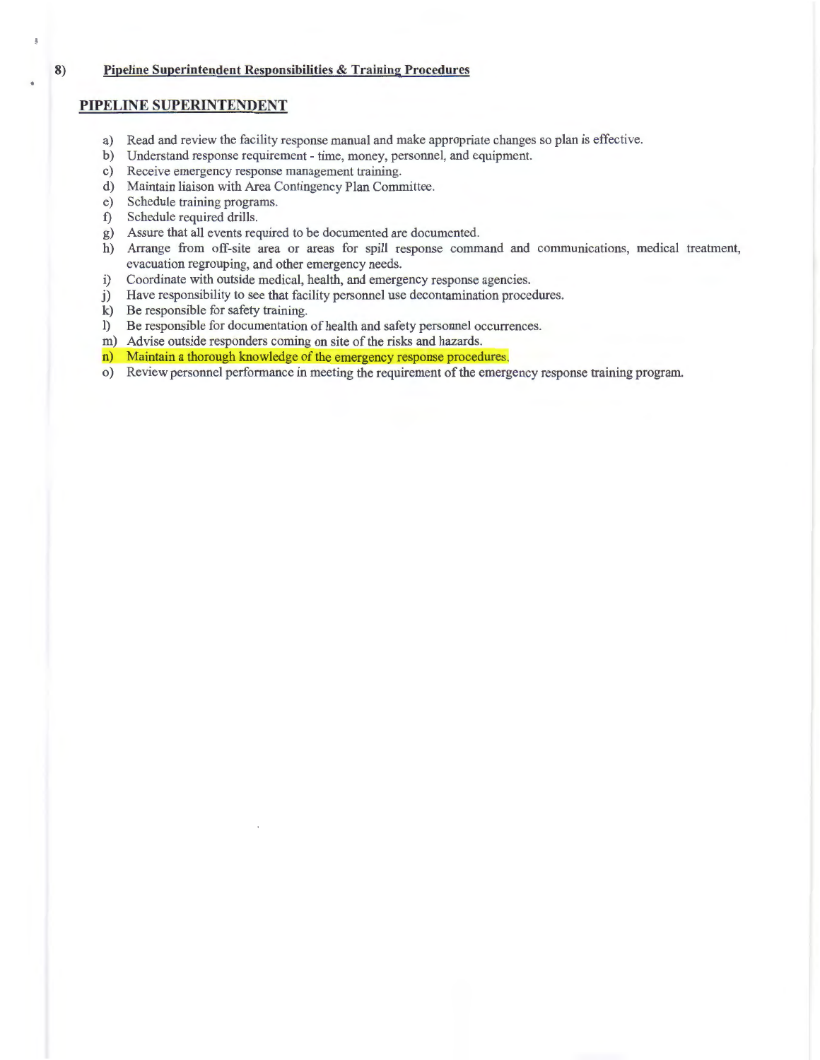## 8) Pipeline Superintendent Responsibilities & Training Procedures

### PIPELINE SUPERINTENDENT

a) Read and review the facility response manual and make appropriate changes so plan is effective.
b) Understand response requirement - time, money, personnel, and equipment.
c) Receive emergency response management training.
d) Maintain liaison with Area Contingency Plan Committee.
e) Schedule training programs.
f) Schedule required drills.
g) Assure that all events required to be documented are documented.
h) Arrange from off-site area or areas for spill response command and communications, medical treatment, evacuation regrouping, and other emergency needs.
i) Coordinate with outside medical, health, and emergency response agencies.
j) Have responsibility to see that facility personnel use decontamination procedures.
k) Be responsible for safety training.
l) Be responsible for documentation of health and safety personnel occurrences.
m) Advise outside responders coming on site of the risks and hazards.
n) Maintain a thorough knowledge of the emergency response procedures.
o) Review personnel performance in meeting the requirement of the emergency response training program.